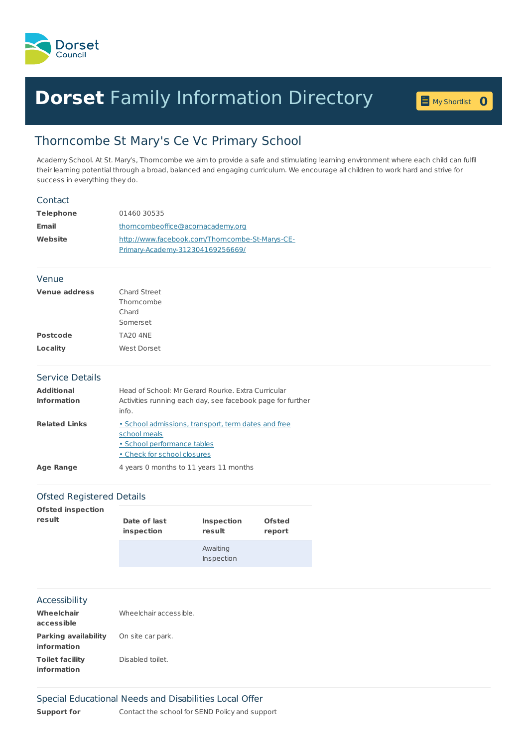# Dorset Family Information Directory

## Thorncombe St Mary's Ce Vc Primary School

Academy School. At St. Mary's, Thorncombe we aim to provide a safe and stimulating learning environment where each child can fulfil their learning potential through a broad, balanced and engaging curriculum. We encourage all children to work hard and strive for success in everything they do.

### Contact

| | |
|---|---|
| **Telephone** | 01460 30535 |
| **Email** | thorncombeoffice@acornacademy.org |
| **Website** | http://www.facebook.com/Thorncombe-St-Marys-CE-Primary-Academy-312304169256669/ |

### Venue

| | |
|---|---|
| **Venue address** | Chard Street<br>Thorncombe<br>Chard<br>Somerset |
| **Postcode** | TA20 4NE |
| **Locality** | West Dorset |

### Service Details

| | |
|---|---|
| **Additional Information** | Head of School: Mr Gerard Rourke. Extra Curricular Activities running each day, see facebook page for further info. |
| **Related Links** | • School admissions, transport, term dates and free school meals<br>• School performance tables<br>• Check for school closures |
| **Age Range** | 4 years 0 months to 11 years 11 months |

### Ofsted Registered Details

**Ofsted inspection result**

| Date of last inspection | Inspection result | Ofsted report |
|---|---|---|
| | Awaiting Inspection | |

### Accessibility

| | |
|---|---|
| **Wheelchair accessible** | Wheelchair accessible. |
| **Parking availability information** | On site car park. |
| **Toilet facility information** | Disabled toilet. |

### Special Educational Needs and Disabilities Local Offer

| | |
|---|---|
| **Support for** | Contact the school for SEND Policy and support |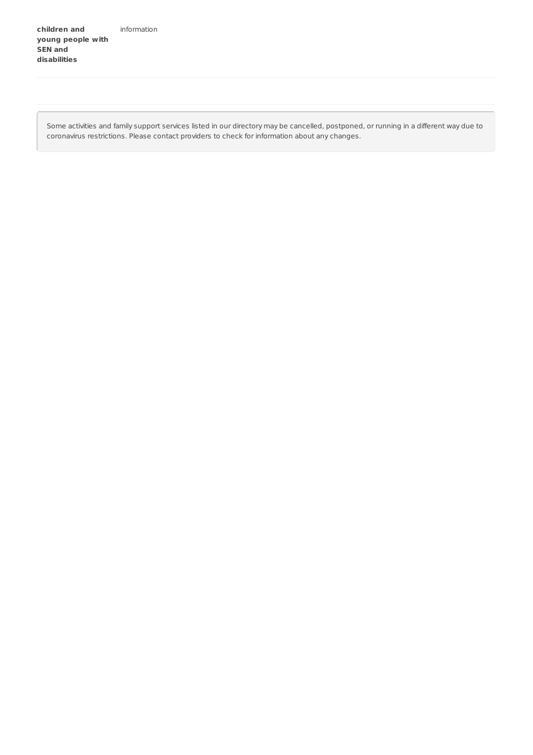| | |
|---|---|
| **children and young people with SEN and disabilities** | information |

---

> Some activities and family support services listed in our directory may be cancelled, postponed, or running in a different way due to coronavirus restrictions. Please contact providers to check for information about any changes.